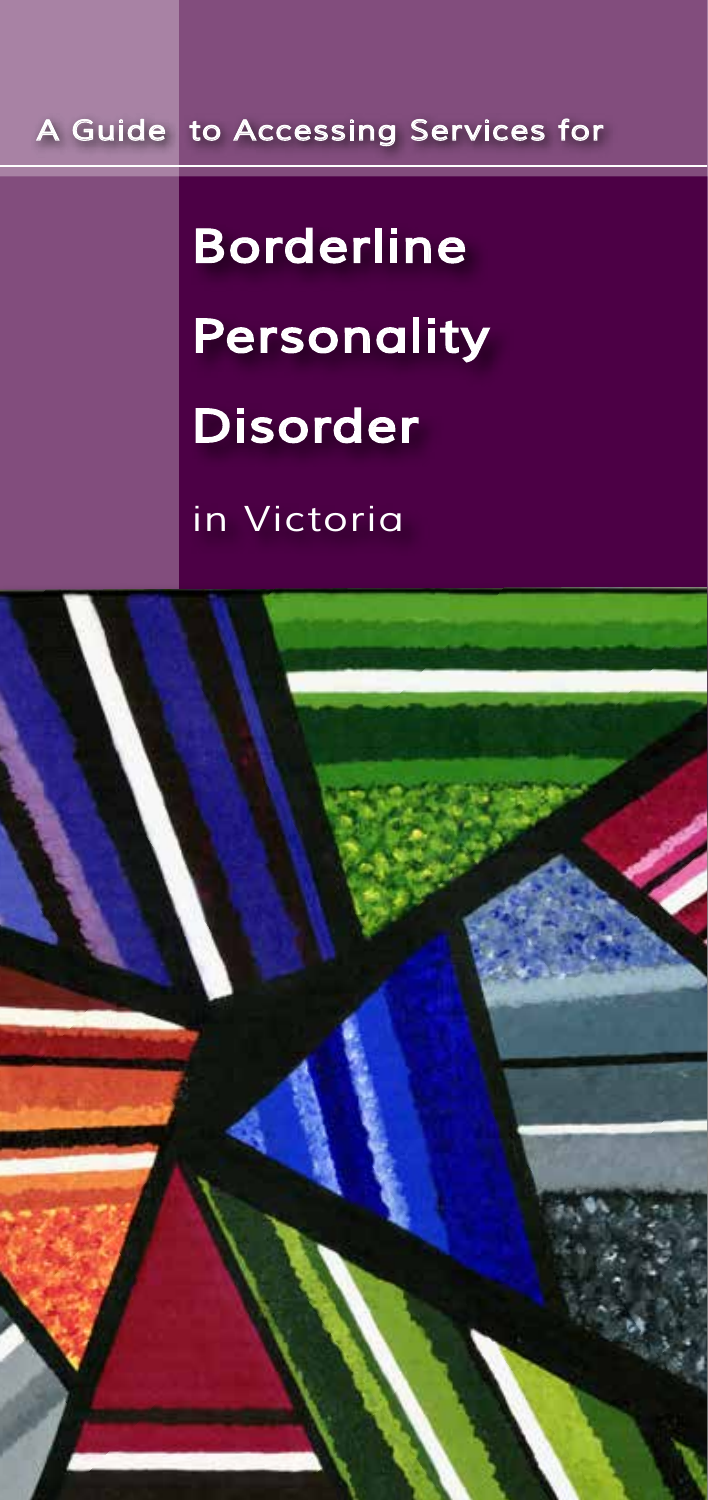A Guide to Accessing Services for

# Borderline Personality Disorder

in Victoria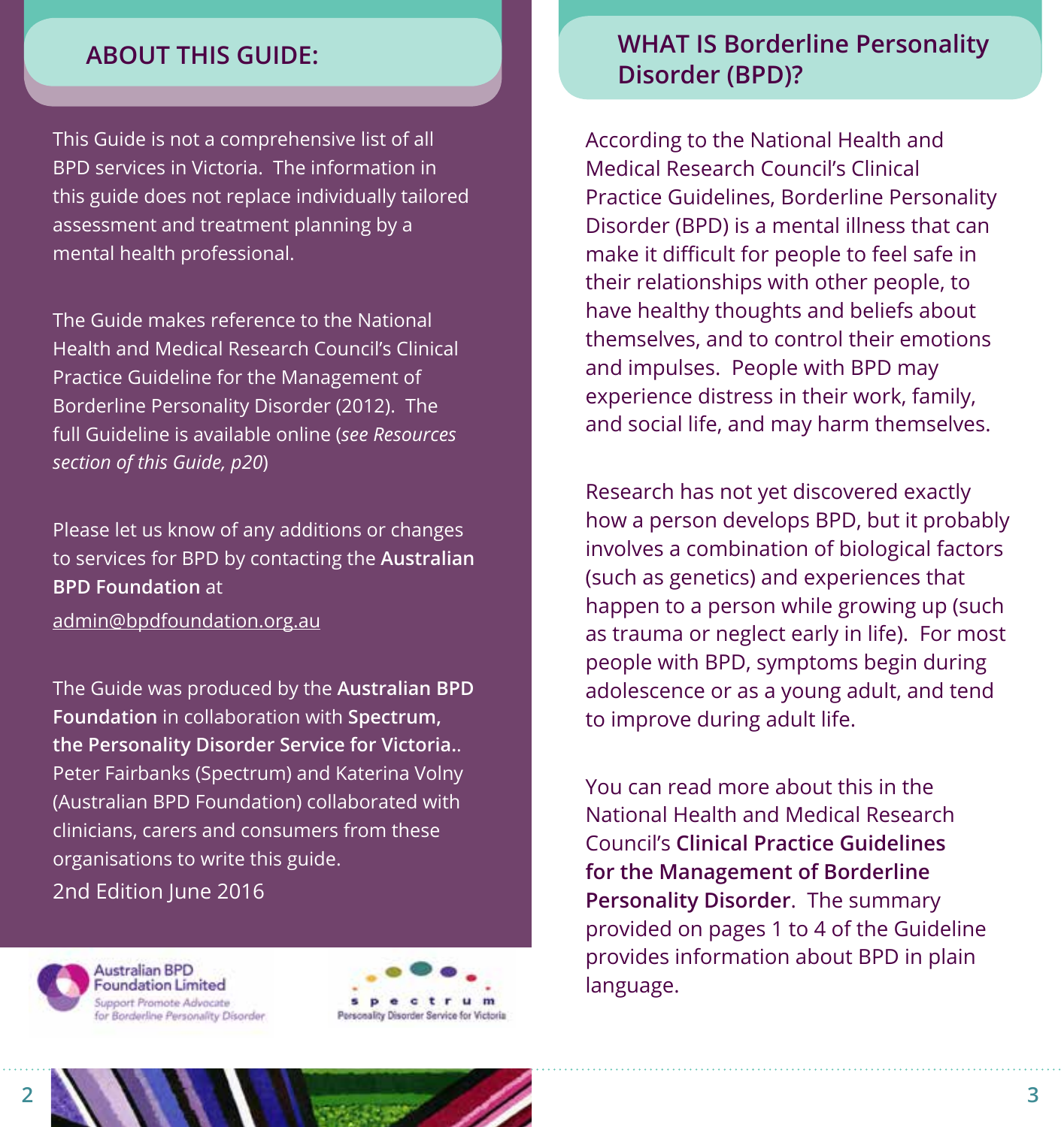## ABOUT THIS GUIDE:

This Guide is not a comprehensive list of all BPD services in Victoria. The information in this guide does not replace individually tailored assessment and treatment planning by a mental health professional.

The Guide makes reference to the National Health and Medical Research Council's Clinical Practice Guideline for the Management of Borderline Personality Disorder (2012). The full Guideline is available online (*see Resources section of this Guide, p20*)

Please let us know of any additions or changes to services for BPD by contacting the **Australian BPD Foundation** at admin@bpdfoundation.org.au

The Guide was produced by the **Australian BPD Foundation** in collaboration with **Spectrum, the Personality Disorder Service for Victoria.**. Peter Fairbanks (Spectrum) and Katerina Volny (Australian BPD Foundation) collaborated with clinicians, carers and consumers from these organisations to write this guide.

2nd Edition June 2016

Australian BPD Foundation Limited
Support Promote Advocate for Borderline Personality Disorder

spectrum
Personality Disorder Service for Victoria

## WHAT IS Borderline Personality Disorder (BPD)?

According to the National Health and Medical Research Council's Clinical Practice Guidelines, Borderline Personality Disorder (BPD) is a mental illness that can make it difficult for people to feel safe in their relationships with other people, to have healthy thoughts and beliefs about themselves, and to control their emotions and impulses. People with BPD may experience distress in their work, family, and social life, and may harm themselves.

Research has not yet discovered exactly how a person develops BPD, but it probably involves a combination of biological factors (such as genetics) and experiences that happen to a person while growing up (such as trauma or neglect early in life). For most people with BPD, symptoms begin during adolescence or as a young adult, and tend to improve during adult life.

You can read more about this in the National Health and Medical Research Council's **Clinical Practice Guidelines for the Management of Borderline Personality Disorder**. The summary provided on pages 1 to 4 of the Guideline provides information about BPD in plain language.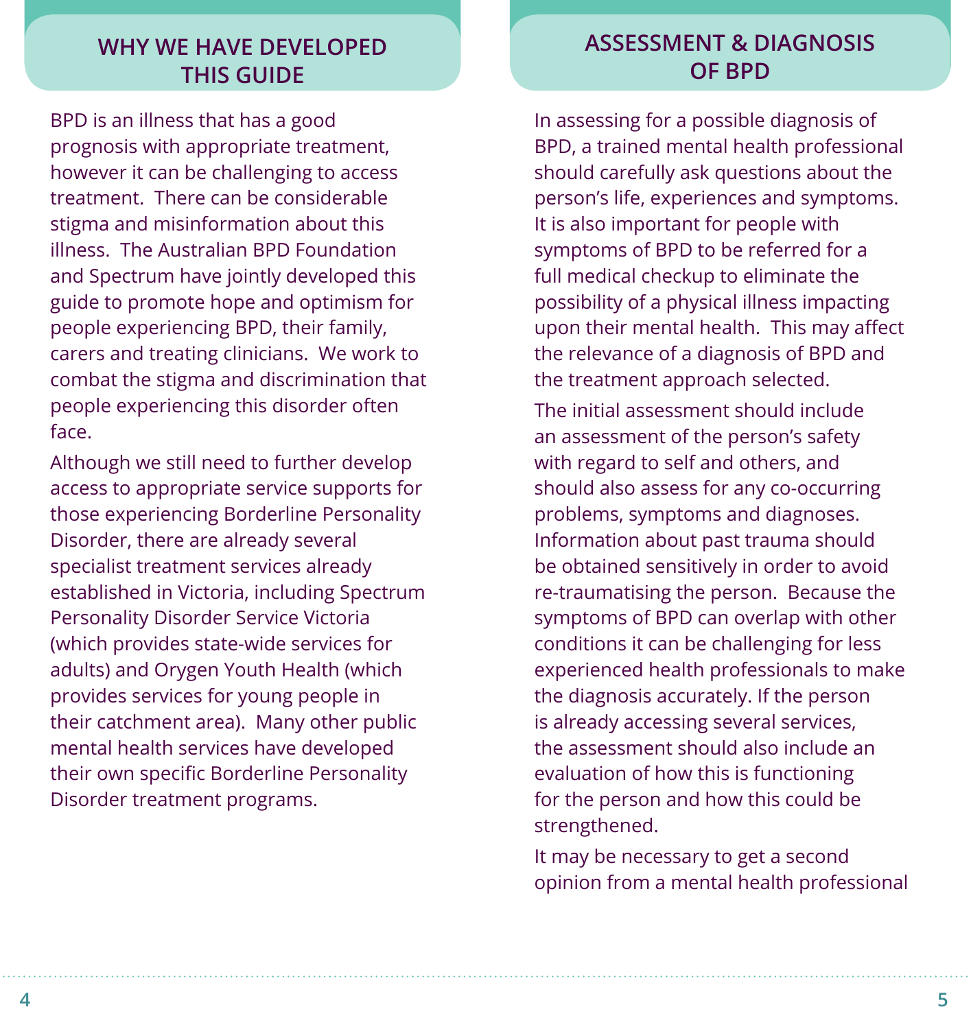## WHY WE HAVE DEVELOPED THIS GUIDE

BPD is an illness that has a good prognosis with appropriate treatment, however it can be challenging to access treatment. There can be considerable stigma and misinformation about this illness. The Australian BPD Foundation and Spectrum have jointly developed this guide to promote hope and optimism for people experiencing BPD, their family, carers and treating clinicians. We work to combat the stigma and discrimination that people experiencing this disorder often face.

Although we still need to further develop access to appropriate service supports for those experiencing Borderline Personality Disorder, there are already several specialist treatment services already established in Victoria, including Spectrum Personality Disorder Service Victoria (which provides state-wide services for adults) and Orygen Youth Health (which provides services for young people in their catchment area). Many other public mental health services have developed their own specific Borderline Personality Disorder treatment programs.

## ASSESSMENT & DIAGNOSIS OF BPD

In assessing for a possible diagnosis of BPD, a trained mental health professional should carefully ask questions about the person's life, experiences and symptoms. It is also important for people with symptoms of BPD to be referred for a full medical checkup to eliminate the possibility of a physical illness impacting upon their mental health. This may affect the relevance of a diagnosis of BPD and the treatment approach selected.

The initial assessment should include an assessment of the person's safety with regard to self and others, and should also assess for any co-occurring problems, symptoms and diagnoses. Information about past trauma should be obtained sensitively in order to avoid re-traumatising the person. Because the symptoms of BPD can overlap with other conditions it can be challenging for less experienced health professionals to make the diagnosis accurately. If the person is already accessing several services, the assessment should also include an evaluation of how this is functioning for the person and how this could be strengthened.

It may be necessary to get a second opinion from a mental health professional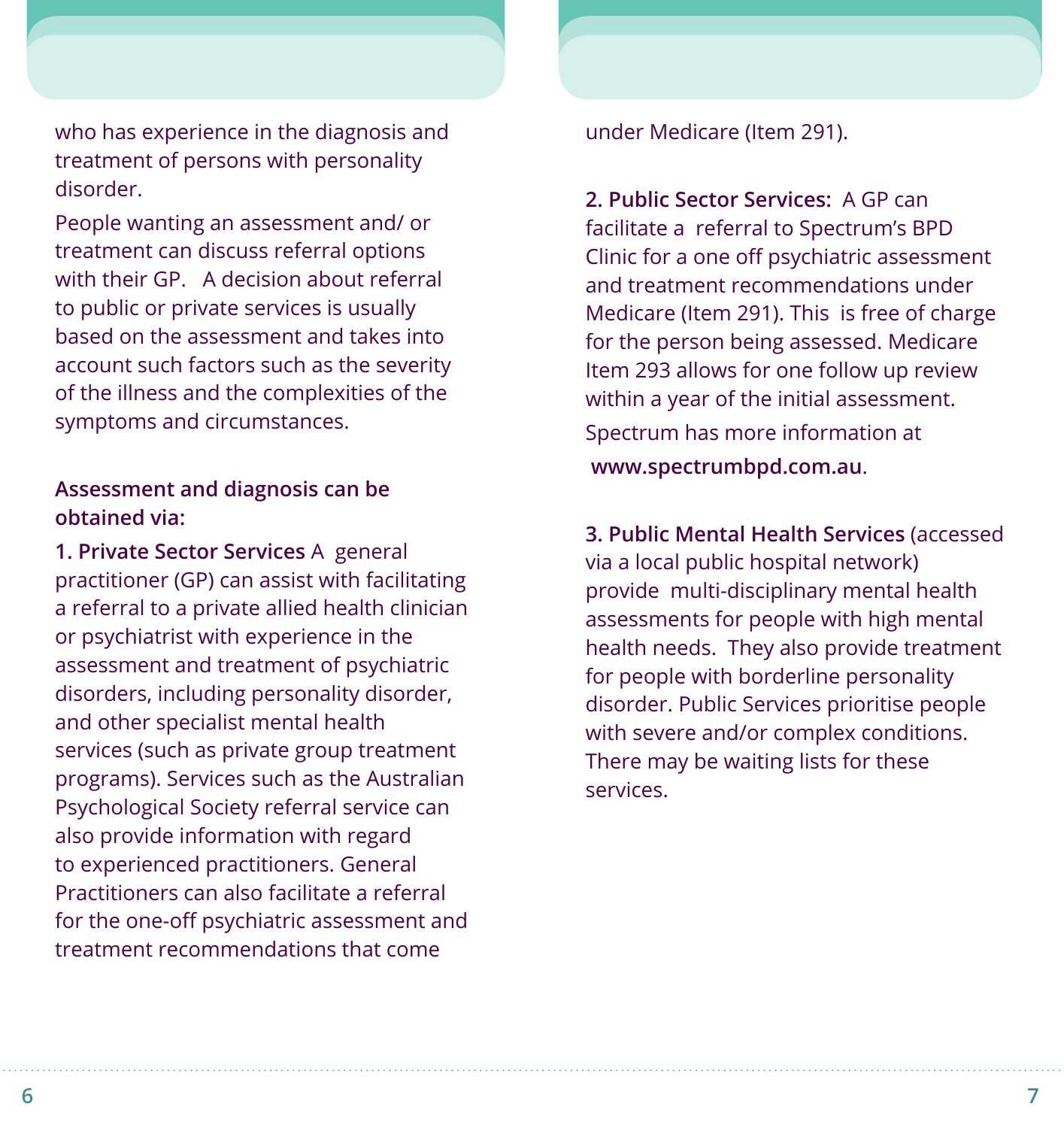who has experience in the diagnosis and treatment of persons with personality disorder.

People wanting an assessment and/ or treatment can discuss referral options with their GP. A decision about referral to public or private services is usually based on the assessment and takes into account such factors such as the severity of the illness and the complexities of the symptoms and circumstances.

**Assessment and diagnosis can be obtained via:**

**1. Private Sector Services** A general practitioner (GP) can assist with facilitating a referral to a private allied health clinician or psychiatrist with experience in the assessment and treatment of psychiatric disorders, including personality disorder, and other specialist mental health services (such as private group treatment programs). Services such as the Australian Psychological Society referral service can also provide information with regard to experienced practitioners. General Practitioners can also facilitate a referral for the one-off psychiatric assessment and treatment recommendations that come under Medicare (Item 291).

**2. Public Sector Services:** A GP can facilitate a referral to Spectrum's BPD Clinic for a one off psychiatric assessment and treatment recommendations under Medicare (Item 291). This is free of charge for the person being assessed. Medicare Item 293 allows for one follow up review within a year of the initial assessment.

Spectrum has more information at **www.spectrumbpd.com.au**.

**3. Public Mental Health Services** (accessed via a local public hospital network) provide multi-disciplinary mental health assessments for people with high mental health needs. They also provide treatment for people with borderline personality disorder. Public Services prioritise people with severe and/or complex conditions. There may be waiting lists for these services.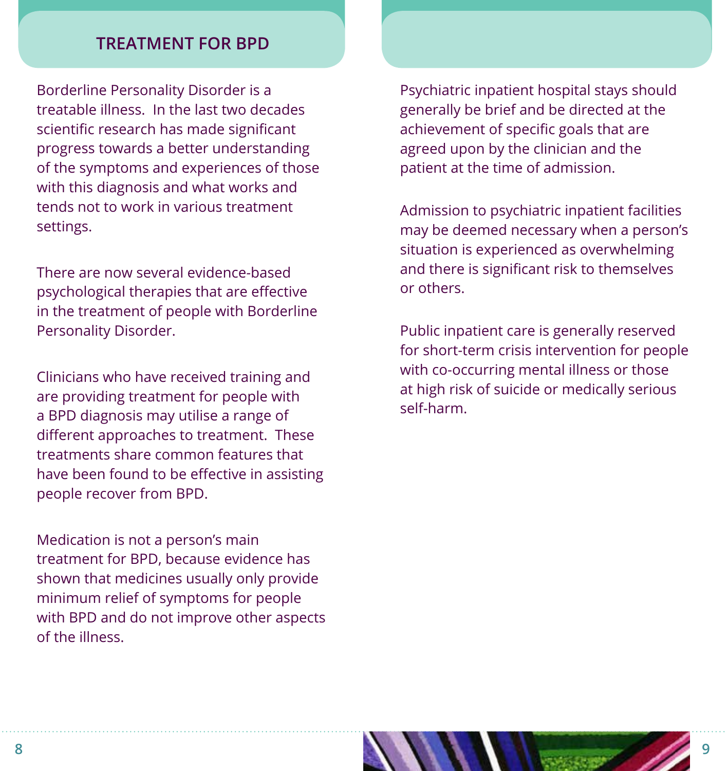## TREATMENT FOR BPD

Borderline Personality Disorder is a treatable illness. In the last two decades scientific research has made significant progress towards a better understanding of the symptoms and experiences of those with this diagnosis and what works and tends not to work in various treatment settings.

There are now several evidence-based psychological therapies that are effective in the treatment of people with Borderline Personality Disorder.

Clinicians who have received training and are providing treatment for people with a BPD diagnosis may utilise a range of different approaches to treatment. These treatments share common features that have been found to be effective in assisting people recover from BPD.

Medication is not a person's main treatment for BPD, because evidence has shown that medicines usually only provide minimum relief of symptoms for people with BPD and do not improve other aspects of the illness.

Psychiatric inpatient hospital stays should generally be brief and be directed at the achievement of specific goals that are agreed upon by the clinician and the patient at the time of admission.

Admission to psychiatric inpatient facilities may be deemed necessary when a person's situation is experienced as overwhelming and there is significant risk to themselves or others.

Public inpatient care is generally reserved for short-term crisis intervention for people with co-occurring mental illness or those at high risk of suicide or medically serious self-harm.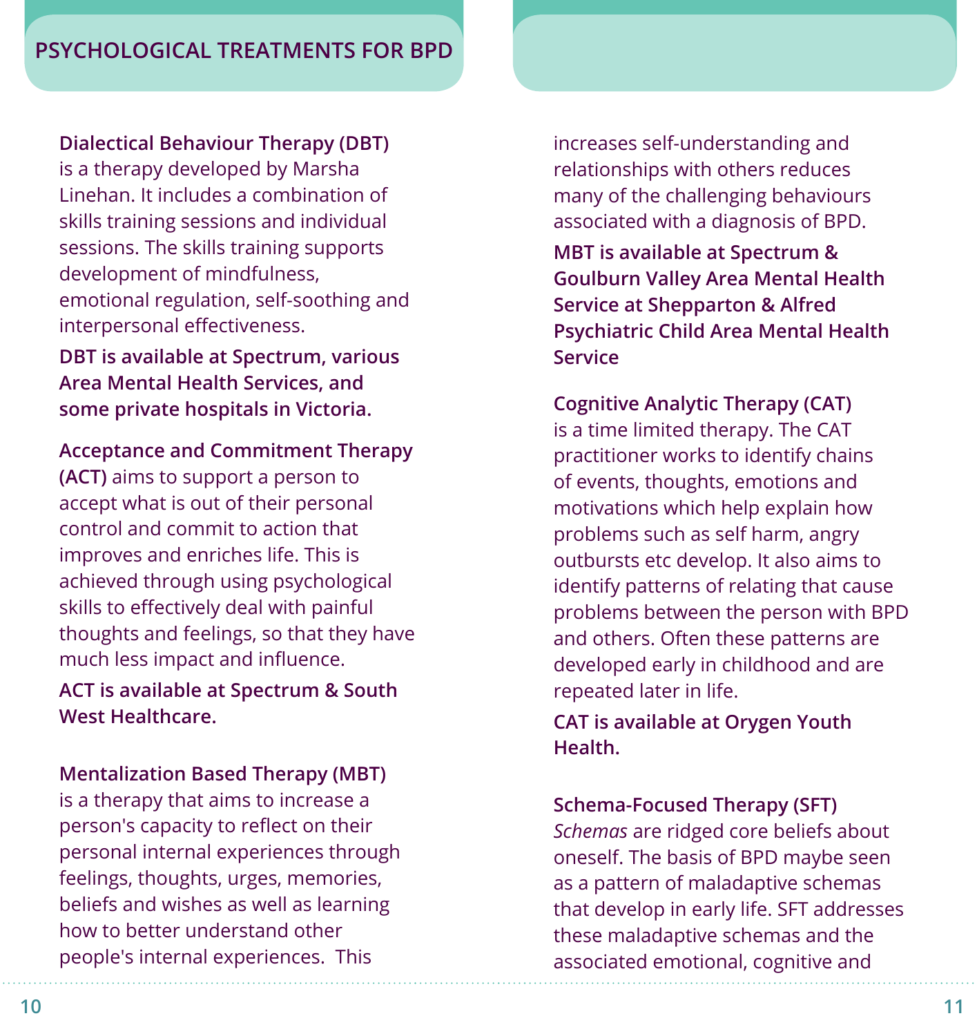## PSYCHOLOGICAL TREATMENTS FOR BPD

**Dialectical Behaviour Therapy (DBT)** is a therapy developed by Marsha Linehan. It includes a combination of skills training sessions and individual sessions. The skills training supports development of mindfulness, emotional regulation, self-soothing and interpersonal effectiveness.

**DBT is available at Spectrum, various Area Mental Health Services, and some private hospitals in Victoria.**

**Acceptance and Commitment Therapy (ACT)** aims to support a person to accept what is out of their personal control and commit to action that improves and enriches life. This is achieved through using psychological skills to effectively deal with painful thoughts and feelings, so that they have much less impact and influence.

**ACT is available at Spectrum & South West Healthcare.**

**Mentalization Based Therapy (MBT)** is a therapy that aims to increase a person's capacity to reflect on their personal internal experiences through feelings, thoughts, urges, memories, beliefs and wishes as well as learning how to better understand other people's internal experiences. This increases self-understanding and relationships with others reduces many of the challenging behaviours associated with a diagnosis of BPD.

**MBT is available at Spectrum & Goulburn Valley Area Mental Health Service at Shepparton & Alfred Psychiatric Child Area Mental Health Service**

**Cognitive Analytic Therapy (CAT)** is a time limited therapy. The CAT practitioner works to identify chains of events, thoughts, emotions and motivations which help explain how problems such as self harm, angry outbursts etc develop. It also aims to identify patterns of relating that cause problems between the person with BPD and others. Often these patterns are developed early in childhood and are repeated later in life.

**CAT is available at Orygen Youth Health.**

**Schema-Focused Therapy (SFT)**
*Schemas* are ridged core beliefs about oneself. The basis of BPD maybe seen as a pattern of maladaptive schemas that develop in early life. SFT addresses these maladaptive schemas and the associated emotional, cognitive and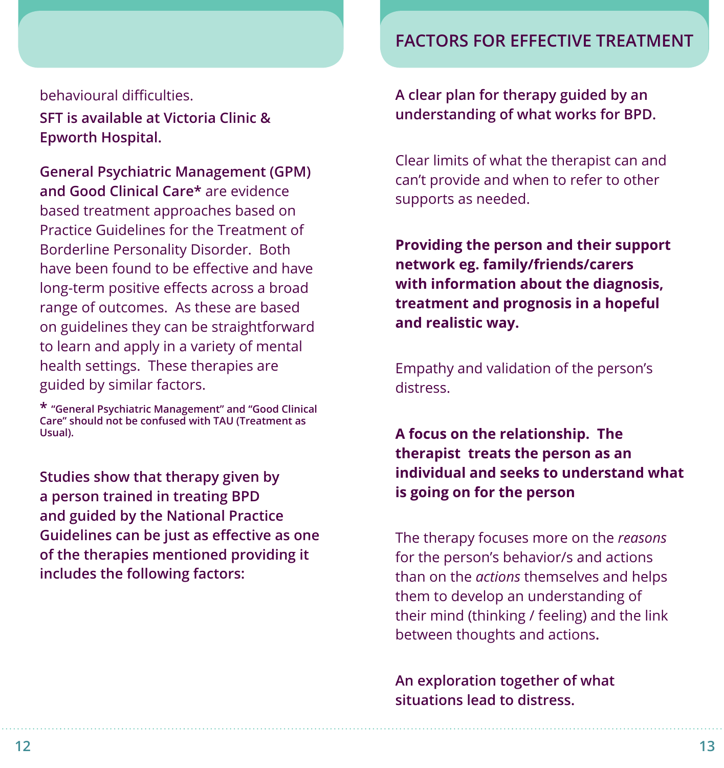behavioural difficulties.

**SFT is available at Victoria Clinic & Epworth Hospital.**

**General Psychiatric Management (GPM) and Good Clinical Care*** are evidence based treatment approaches based on Practice Guidelines for the Treatment of Borderline Personality Disorder. Both have been found to be effective and have long-term positive effects across a broad range of outcomes. As these are based on guidelines they can be straightforward to learn and apply in a variety of mental health settings. These therapies are guided by similar factors.

**\* "General Psychiatric Management" and "Good Clinical Care" should not be confused with TAU (Treatment as Usual).**

**Studies show that therapy given by a person trained in treating BPD and guided by the National Practice Guidelines can be just as effective as one of the therapies mentioned providing it includes the following factors:**

## FACTORS FOR EFFECTIVE TREATMENT

**A clear plan for therapy guided by an understanding of what works for BPD.**

Clear limits of what the therapist can and can't provide and when to refer to other supports as needed.

**Providing the person and their support network eg. family/friends/carers with information about the diagnosis, treatment and prognosis in a hopeful and realistic way.**

Empathy and validation of the person's distress.

**A focus on the relationship. The therapist treats the person as an individual and seeks to understand what is going on for the person**

The therapy focuses more on the *reasons* for the person's behavior/s and actions than on the *actions* themselves and helps them to develop an understanding of their mind (thinking / feeling) and the link between thoughts and actions.

**An exploration together of what situations lead to distress.**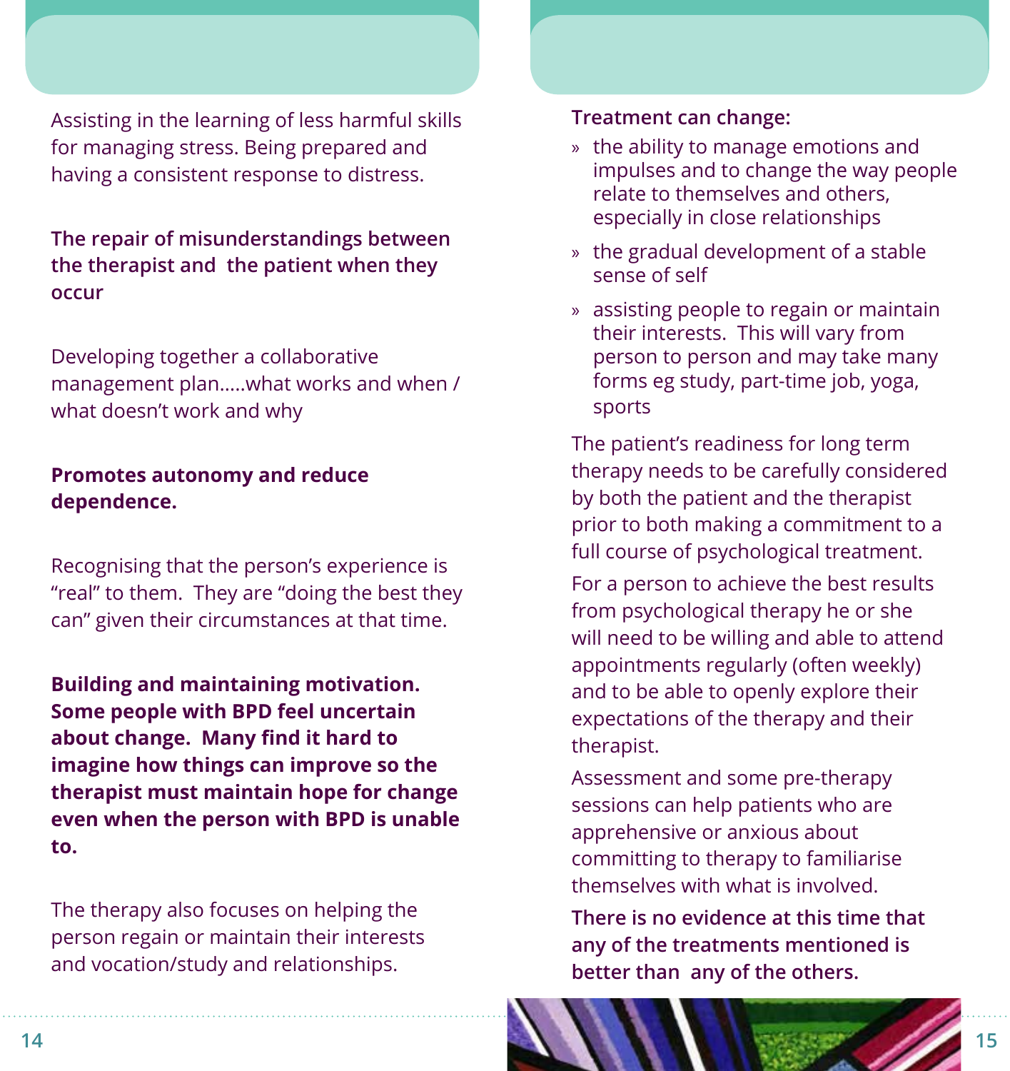Assisting in the learning of less harmful skills for managing stress. Being prepared and having a consistent response to distress.

**The repair of misunderstandings between the therapist and the patient when they occur**

Developing together a collaborative management plan.....what works and when / what doesn't work and why

**Promotes autonomy and reduce dependence.**

Recognising that the person's experience is "real" to them. They are "doing the best they can" given their circumstances at that time.

**Building and maintaining motivation. Some people with BPD feel uncertain about change. Many find it hard to imagine how things can improve so the therapist must maintain hope for change even when the person with BPD is unable to.**

The therapy also focuses on helping the person regain or maintain their interests and vocation/study and relationships.

**Treatment can change:**

- the ability to manage emotions and impulses and to change the way people relate to themselves and others, especially in close relationships
- the gradual development of a stable sense of self
- assisting people to regain or maintain their interests. This will vary from person to person and may take many forms eg study, part-time job, yoga, sports

The patient's readiness for long term therapy needs to be carefully considered by both the patient and the therapist prior to both making a commitment to a full course of psychological treatment.

For a person to achieve the best results from psychological therapy he or she will need to be willing and able to attend appointments regularly (often weekly) and to be able to openly explore their expectations of the therapy and their therapist.

Assessment and some pre-therapy sessions can help patients who are apprehensive or anxious about committing to therapy to familiarise themselves with what is involved.

**There is no evidence at this time that any of the treatments mentioned is better than any of the others.**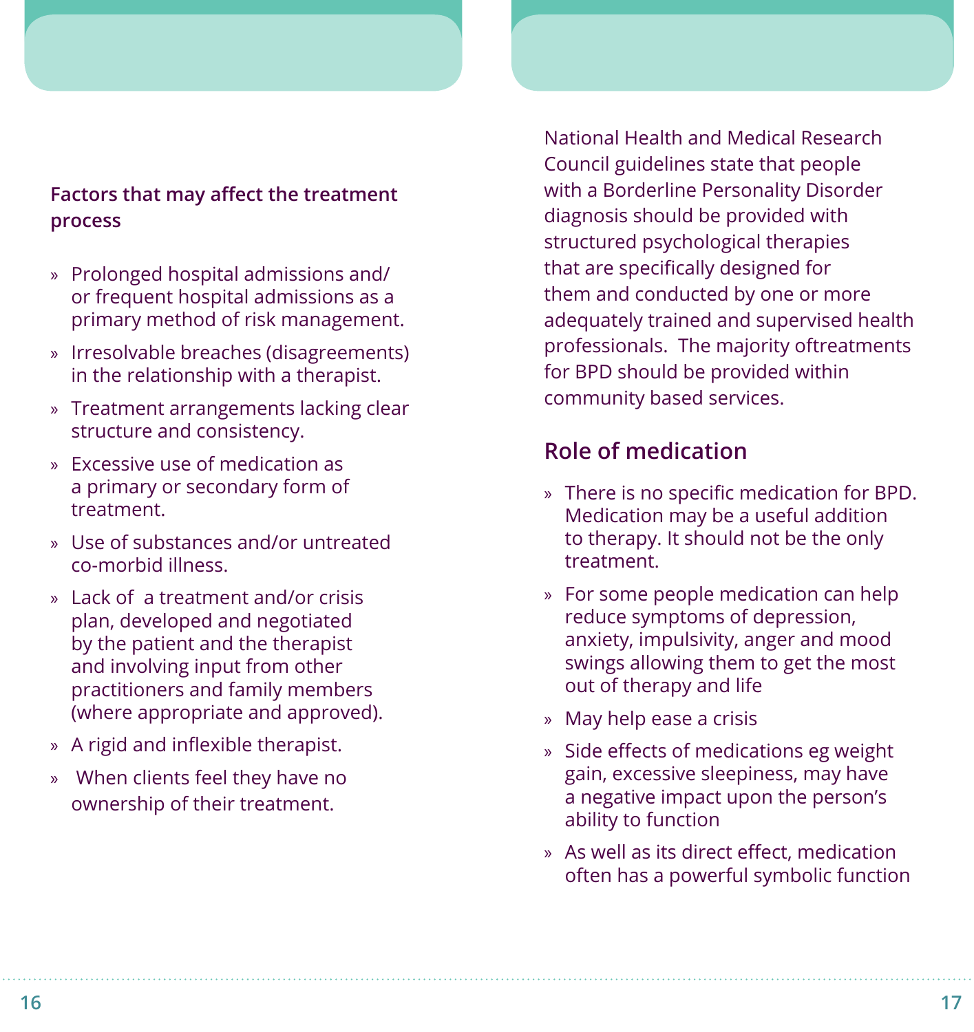### Factors that may affect the treatment process

- Prolonged hospital admissions and/or frequent hospital admissions as a primary method of risk management.
- Irresolvable breaches (disagreements) in the relationship with a therapist.
- Treatment arrangements lacking clear structure and consistency.
- Excessive use of medication as a primary or secondary form of treatment.
- Use of substances and/or untreated co-morbid illness.
- Lack of a treatment and/or crisis plan, developed and negotiated by the patient and the therapist and involving input from other practitioners and family members (where appropriate and approved).
- A rigid and inflexible therapist.
- When clients feel they have no ownership of their treatment.

National Health and Medical Research Council guidelines state that people with a Borderline Personality Disorder diagnosis should be provided with structured psychological therapies that are specifically designed for them and conducted by one or more adequately trained and supervised health professionals. The majority oftreatments for BPD should be provided within community based services.

## Role of medication

- There is no specific medication for BPD. Medication may be a useful addition to therapy. It should not be the only treatment.
- For some people medication can help reduce symptoms of depression, anxiety, impulsivity, anger and mood swings allowing them to get the most out of therapy and life
- May help ease a crisis
- Side effects of medications eg weight gain, excessive sleepiness, may have a negative impact upon the person's ability to function
- As well as its direct effect, medication often has a powerful symbolic function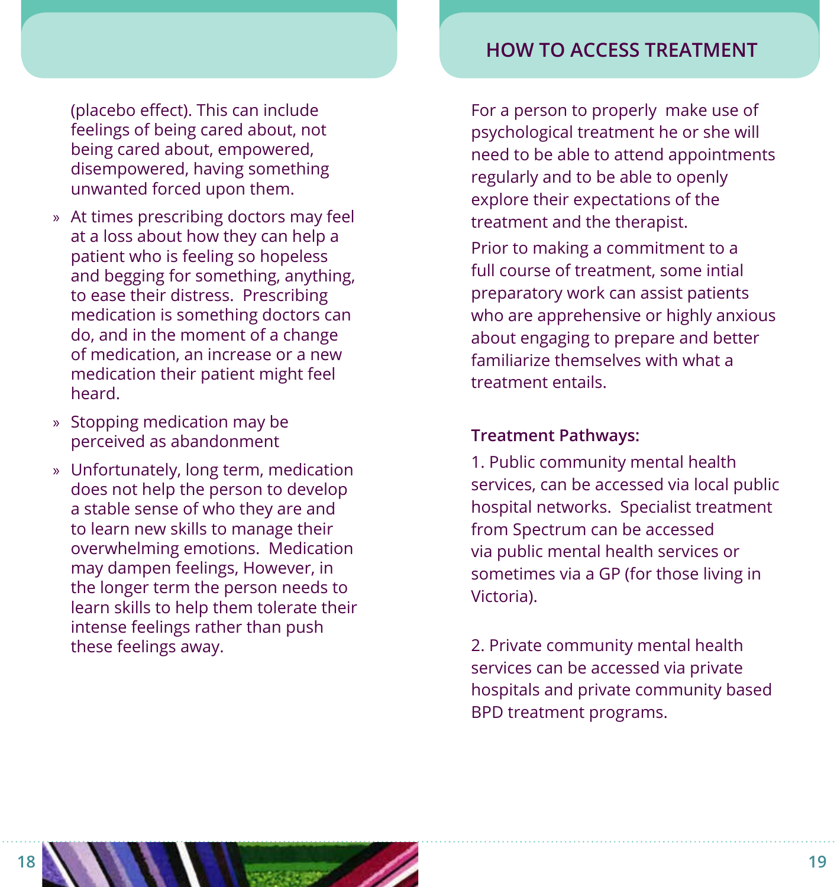(placebo effect). This can include feelings of being cared about, not being cared about, empowered, disempowered, having something unwanted forced upon them.

- At times prescribing doctors may feel at a loss about how they can help a patient who is feeling so hopeless and begging for something, anything, to ease their distress. Prescribing medication is something doctors can do, and in the moment of a change of medication, an increase or a new medication their patient might feel heard.
- Stopping medication may be perceived as abandonment
- Unfortunately, long term, medication does not help the person to develop a stable sense of who they are and to learn new skills to manage their overwhelming emotions. Medication may dampen feelings, However, in the longer term the person needs to learn skills to help them tolerate their intense feelings rather than push these feelings away.

## HOW TO ACCESS TREATMENT

For a person to properly make use of psychological treatment he or she will need to be able to attend appointments regularly and to be able to openly explore their expectations of the treatment and the therapist.

Prior to making a commitment to a full course of treatment, some intial preparatory work can assist patients who are apprehensive or highly anxious about engaging to prepare and better familiarize themselves with what a treatment entails.

**Treatment Pathways:**

1. Public community mental health services, can be accessed via local public hospital networks. Specialist treatment from Spectrum can be accessed via public mental health services or sometimes via a GP (for those living in Victoria).

2. Private community mental health services can be accessed via private hospitals and private community based BPD treatment programs.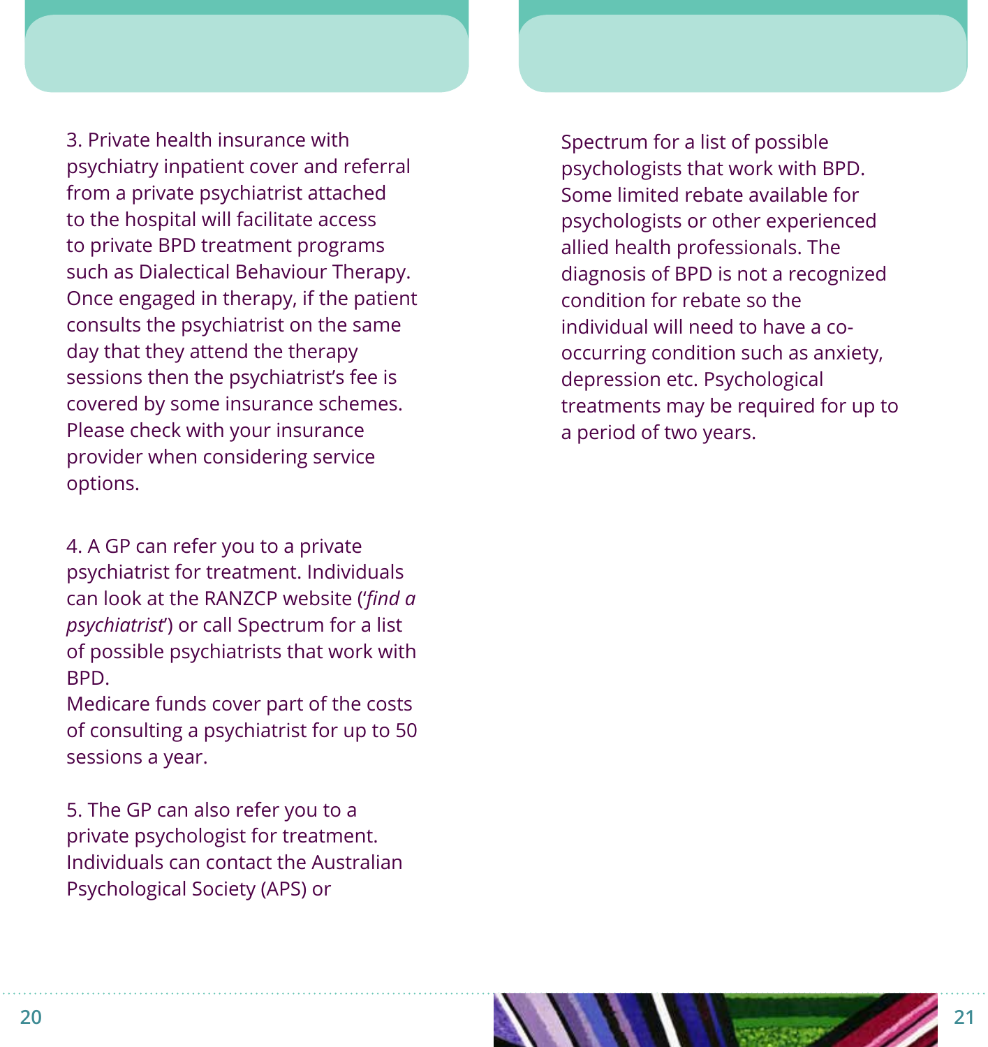3. Private health insurance with psychiatry inpatient cover and referral from a private psychiatrist attached to the hospital will facilitate access to private BPD treatment programs such as Dialectical Behaviour Therapy. Once engaged in therapy, if the patient consults the psychiatrist on the same day that they attend the therapy sessions then the psychiatrist's fee is covered by some insurance schemes. Please check with your insurance provider when considering service options.

4. A GP can refer you to a private psychiatrist for treatment. Individuals can look at the RANZCP website ('*find a psychiatrist*') or call Spectrum for a list of possible psychiatrists that work with BPD.
Medicare funds cover part of the costs of consulting a psychiatrist for up to 50 sessions a year.

5. The GP can also refer you to a private psychologist for treatment. Individuals can contact the Australian Psychological Society (APS) or Spectrum for a list of possible psychologists that work with BPD. Some limited rebate available for psychologists or other experienced allied health professionals. The diagnosis of BPD is not a recognized condition for rebate so the individual will need to have a co-occurring condition such as anxiety, depression etc. Psychological treatments may be required for up to a period of two years.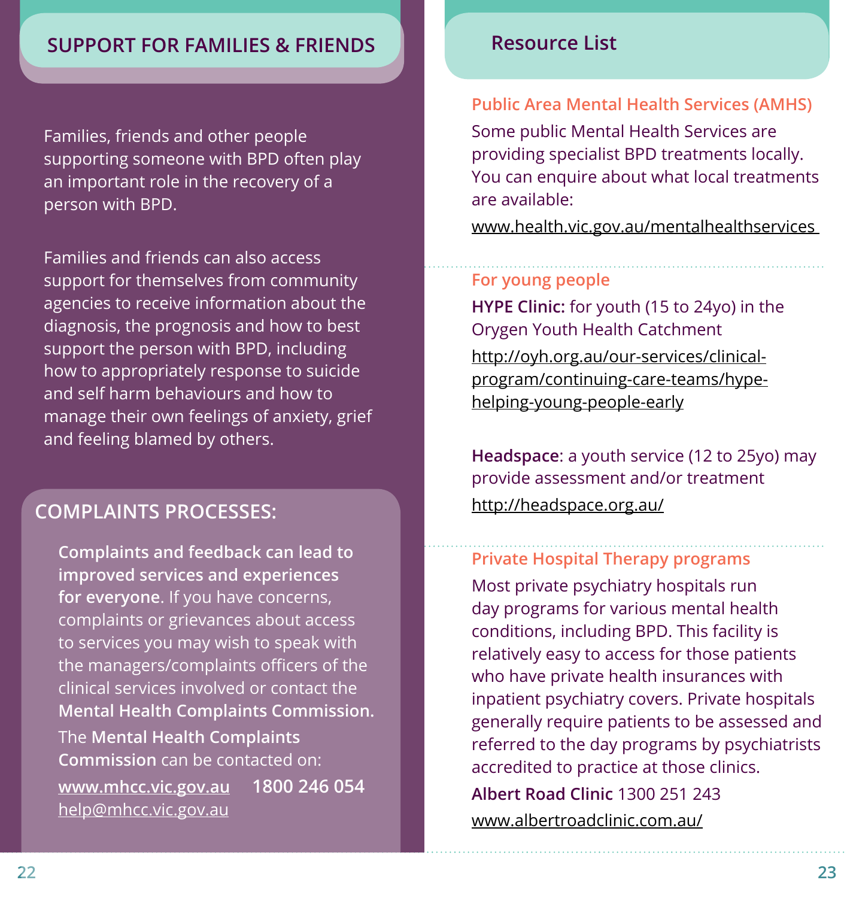## SUPPORT FOR FAMILIES & FRIENDS

Families, friends and other people supporting someone with BPD often play an important role in the recovery of a person with BPD.

Families and friends can also access support for themselves from community agencies to receive information about the diagnosis, the prognosis and how to best support the person with BPD, including how to appropriately response to suicide and self harm behaviours and how to manage their own feelings of anxiety, grief and feeling blamed by others.

### COMPLAINTS PROCESSES:

**Complaints and feedback can lead to improved services and experiences for everyone.** If you have concerns, complaints or grievances about access to services you may wish to speak with the managers/complaints officers of the clinical services involved or contact the **Mental Health Complaints Commission.**

The **Mental Health Complaints Commission** can be contacted on:

www.mhcc.vic.gov.au **1800 246 054**

help@mhcc.vic.gov.au

## Resource List

### Public Area Mental Health Services (AMHS)

Some public Mental Health Services are providing specialist BPD treatments locally. You can enquire about what local treatments are available:

www.health.vic.gov.au/mentalhealthservices

### For young people

**HYPE Clinic:** for youth (15 to 24yo) in the Orygen Youth Health Catchment

http://oyh.org.au/our-services/clinical-program/continuing-care-teams/hype-helping-young-people-early

**Headspace**: a youth service (12 to 25yo) may provide assessment and/or treatment

http://headspace.org.au/

### Private Hospital Therapy programs

Most private psychiatry hospitals run day programs for various mental health conditions, including BPD. This facility is relatively easy to access for those patients who have private health insurances with inpatient psychiatry covers. Private hospitals generally require patients to be assessed and referred to the day programs by psychiatrists accredited to practice at those clinics.

**Albert Road Clinic** 1300 251 243

www.albertroadclinic.com.au/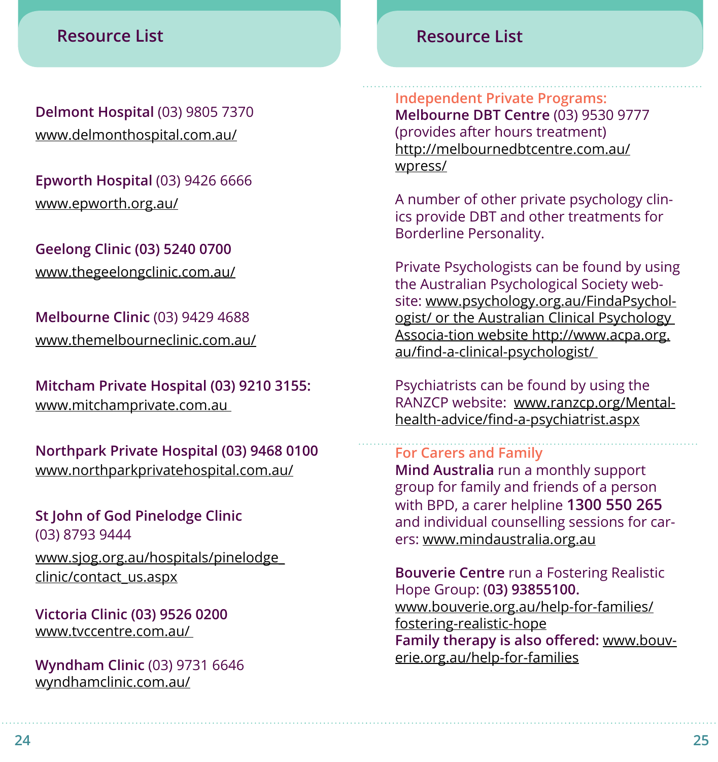## Resource List

**Delmont Hospital** (03) 9805 7370
www.delmonthospital.com.au/

**Epworth Hospital** (03) 9426 6666
www.epworth.org.au/

**Geelong Clinic (03) 5240 0700**
www.thegeelongclinic.com.au/

**Melbourne Clinic** (03) 9429 4688
www.themelbourneclinic.com.au/

**Mitcham Private Hospital (03) 9210 3155:**
www.mitchamprivate.com.au

**Northpark Private Hospital (03) 9468 0100**
www.northparkprivatehospital.com.au/

**St John of God Pinelodge Clinic**
(03) 8793 9444
www.sjog.org.au/hospitals/pinelodge_clinic/contact_us.aspx

**Victoria Clinic (03) 9526 0200**
www.tvccentre.com.au/

**Wyndham Clinic** (03) 9731 6646
wyndhamclinic.com.au/

## Resource List

### Independent Private Programs:

**Melbourne DBT Centre** (03) 9530 9777 (provides after hours treatment)
http://melbournedbtcentre.com.au/wpress/

A number of other private psychology clinics provide DBT and other treatments for Borderline Personality.

Private Psychologists can be found by using the Australian Psychological Society website: www.psychology.org.au/FindaPsychologist/ or the Australian Clinical Psychology Associa-tion website http://www.acpa.org.au/find-a-clinical-psychologist/

Psychiatrists can be found by using the RANZCP website: www.ranzcp.org/Mental-health-advice/find-a-psychiatrist.aspx

### For Carers and Family

**Mind Australia** run a monthly support group for family and friends of a person with BPD, a carer helpline **1300 550 265** and individual counselling sessions for carers: www.mindaustralia.org.au

**Bouverie Centre** run a Fostering Realistic Hope Group: **(03) 93855100.**
www.bouverie.org.au/help-for-families/fostering-realistic-hope
**Family therapy is also offered:** www.bouverie.org.au/help-for-families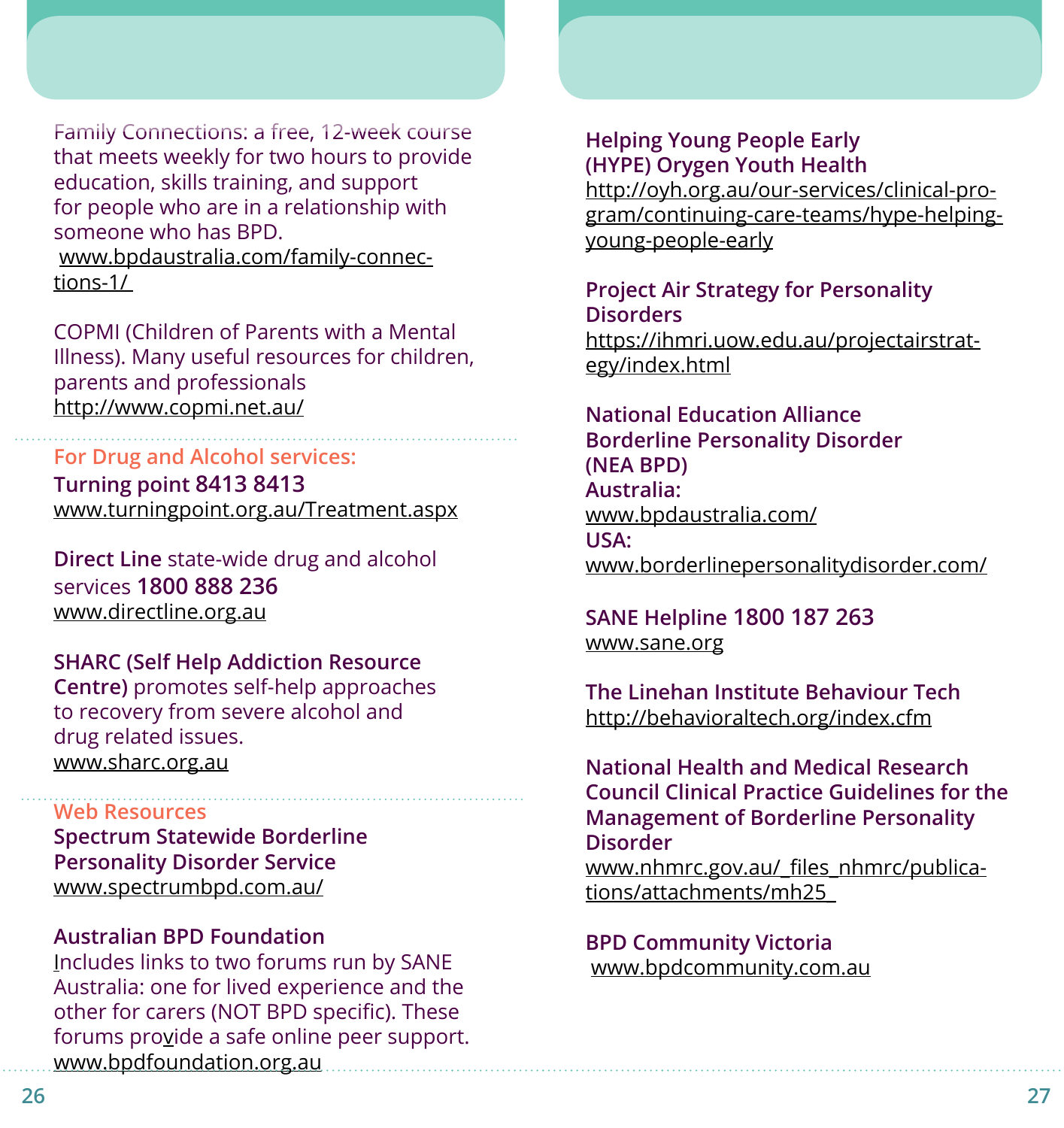Family Connections: a free, 12-week course that meets weekly for two hours to provide education, skills training, and support for people who are in a relationship with someone who has BPD.
www.bpdaustralia.com/family-connections-1/

COPMI (Children of Parents with a Mental Illness). Many useful resources for children, parents and professionals
http://www.copmi.net.au/

## For Drug and Alcohol services:

**Turning point 8413 8413**
www.turningpoint.org.au/Treatment.aspx

**Direct Line** state-wide drug and alcohol services **1800 888 236**
www.directline.org.au

**SHARC (Self Help Addiction Resource Centre)** promotes self-help approaches to recovery from severe alcohol and drug related issues.
www.sharc.org.au

## Web Resources

**Spectrum Statewide Borderline Personality Disorder Service**
www.spectrumbpd.com.au/

**Australian BPD Foundation**
Includes links to two forums run by SANE Australia: one for lived experience and the other for carers (NOT BPD specific). These forums provide a safe online peer support.
www.bpdfoundation.org.au

**Helping Young People Early (HYPE) Orygen Youth Health**
http://oyh.org.au/our-services/clinical-program/continuing-care-teams/hype-helping-young-people-early

**Project Air Strategy for Personality Disorders**
https://ihmri.uow.edu.au/projectairstrategy/index.html

**National Education Alliance Borderline Personality Disorder (NEA BPD)**
**Australia:**
www.bpdaustralia.com/
**USA:**
www.borderlinepersonalitydisorder.com/

**SANE Helpline 1800 187 263**
www.sane.org

**The Linehan Institute Behaviour Tech**
http://behavioraltech.org/index.cfm

**National Health and Medical Research Council Clinical Practice Guidelines for the Management of Borderline Personality Disorder**
www.nhmrc.gov.au/_files_nhmrc/publications/attachments/mh25_

**BPD Community Victoria**
www.bpdcommunity.com.au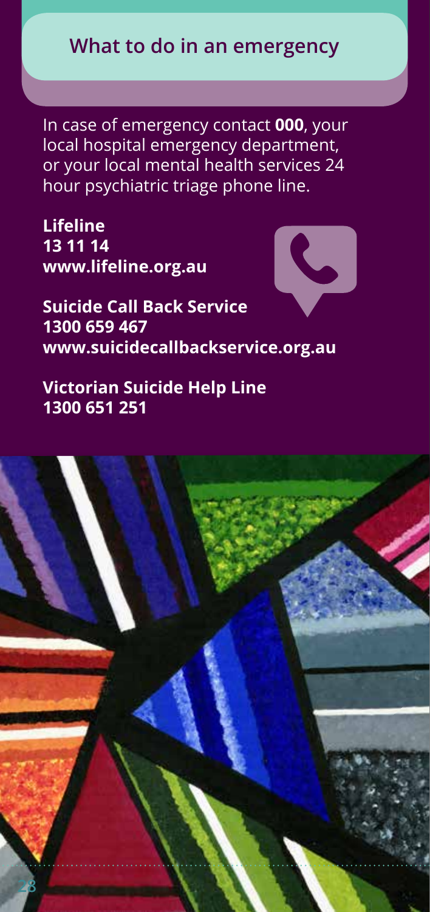## What to do in an emergency

In case of emergency contact **000**, your local hospital emergency department, or your local mental health services 24 hour psychiatric triage phone line.

**Lifeline**
**13 11 14**
**www.lifeline.org.au**

**Suicide Call Back Service**
**1300 659 467**
**www.suicidecallbackservice.org.au**

**Victorian Suicide Help Line**
**1300 651 251**